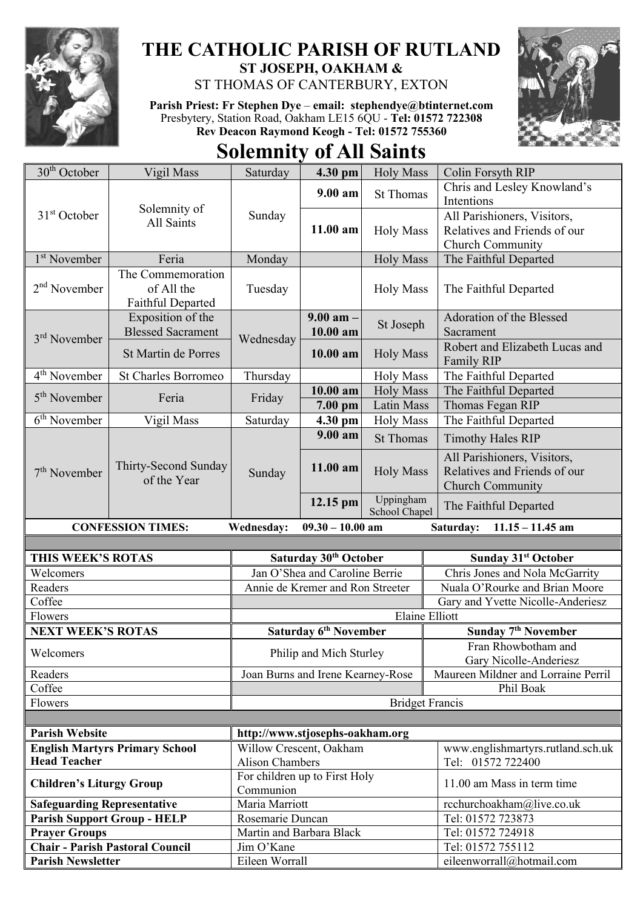# THE CATHOLIC PARISH OF RUTLAND

## ST JOSEPH, OAKHAM &
## ST THOMAS OF CANTERBURY, EXTON

**Parish Priest: Fr Stephen Dye** – **email: stephendye@btinternet.com**
Presbytery, Station Road, Oakham LE15 6QU - **Tel: 01572 722308**
**Rev Deacon Raymond Keogh - Tel: 01572 755360**

# Solemnity of All Saints

| Date | Celebration | Day | Time | Mass | Intention |
|---|---|---|---|---|---|
| 30th October | Vigil Mass | Saturday | **4.30 pm** | Holy Mass | Colin Forsyth RIP |
| 31st October | Solemnity of All Saints | Sunday | **9.00 am** | St Thomas | Chris and Lesley Knowland's Intentions |
| | | | **11.00 am** | Holy Mass | All Parishioners, Visitors, Relatives and Friends of our Church Community |
| 1st November | Feria | Monday | | Holy Mass | The Faithful Departed |
| 2nd November | The Commemoration of All the Faithful Departed | Tuesday | | Holy Mass | The Faithful Departed |
| 3rd November | Exposition of the Blessed Sacrament | Wednesday | **9.00 am – 10.00 am** | St Joseph | Adoration of the Blessed Sacrament |
| | St Martin de Porres | | **10.00 am** | Holy Mass | Robert and Elizabeth Lucas and Family RIP |
| 4th November | St Charles Borromeo | Thursday | | Holy Mass | The Faithful Departed |
| 5th November | Feria | Friday | **10.00 am** | Holy Mass | The Faithful Departed |
| | | | **7.00 pm** | Latin Mass | Thomas Fegan RIP |
| 6th November | Vigil Mass | Saturday | **4.30 pm** | Holy Mass | The Faithful Departed |
| 7th November | Thirty-Second Sunday of the Year | Sunday | **9.00 am** | St Thomas | Timothy Hales RIP |
| | | | **11.00 am** | Holy Mass | All Parishioners, Visitors, Relatives and Friends of our Church Community |
| | | | **12.15 pm** | Uppingham School Chapel | The Faithful Departed |

**CONFESSION TIMES:** **Wednesday: 09.30 – 10.00 am** **Saturday: 11.15 – 11.45 am**

| **THIS WEEK'S ROTAS** | **Saturday 30th October** | **Sunday 31st October** |
|---|---|---|
| Welcomers | Jan O'Shea and Caroline Berrie | Chris Jones and Nola McGarrity |
| Readers | Annie de Kremer and Ron Streeter | Nuala O'Rourke and Brian Moore |
| Coffee | | Gary and Yvette Nicolle-Anderiesz |
| Flowers | Elaine Elliott | |
| **NEXT WEEK'S ROTAS** | **Saturday 6th November** | **Sunday 7th November** |
| Welcomers | Philip and Mich Sturley | Fran Rhowbotham and Gary Nicolle-Anderiesz |
| Readers | Joan Burns and Irene Kearney-Rose | Maureen Mildner and Lorraine Perril |
| Coffee | | Phil Boak |
| Flowers | Bridget Francis | |

| | | |
|---|---|---|
| **Parish Website** | http://www.stjosephs-oakham.org | |
| **English Martyrs Primary School Head Teacher** | Willow Crescent, Oakham Alison Chambers | www.englishmartyrs.rutland.sch.uk Tel: 01572 722400 |
| **Children's Liturgy Group** | For children up to First Holy Communion | 11.00 am Mass in term time |
| **Safeguarding Representative** | Maria Marriott | rcchurchoakham@live.co.uk |
| **Parish Support Group - HELP** | Rosemarie Duncan | Tel: 01572 723873 |
| **Prayer Groups** | Martin and Barbara Black | Tel: 01572 724918 |
| **Chair - Parish Pastoral Council** | Jim O'Kane | Tel: 01572 755112 |
| **Parish Newsletter** | Eileen Worrall | eileenworrall@hotmail.com |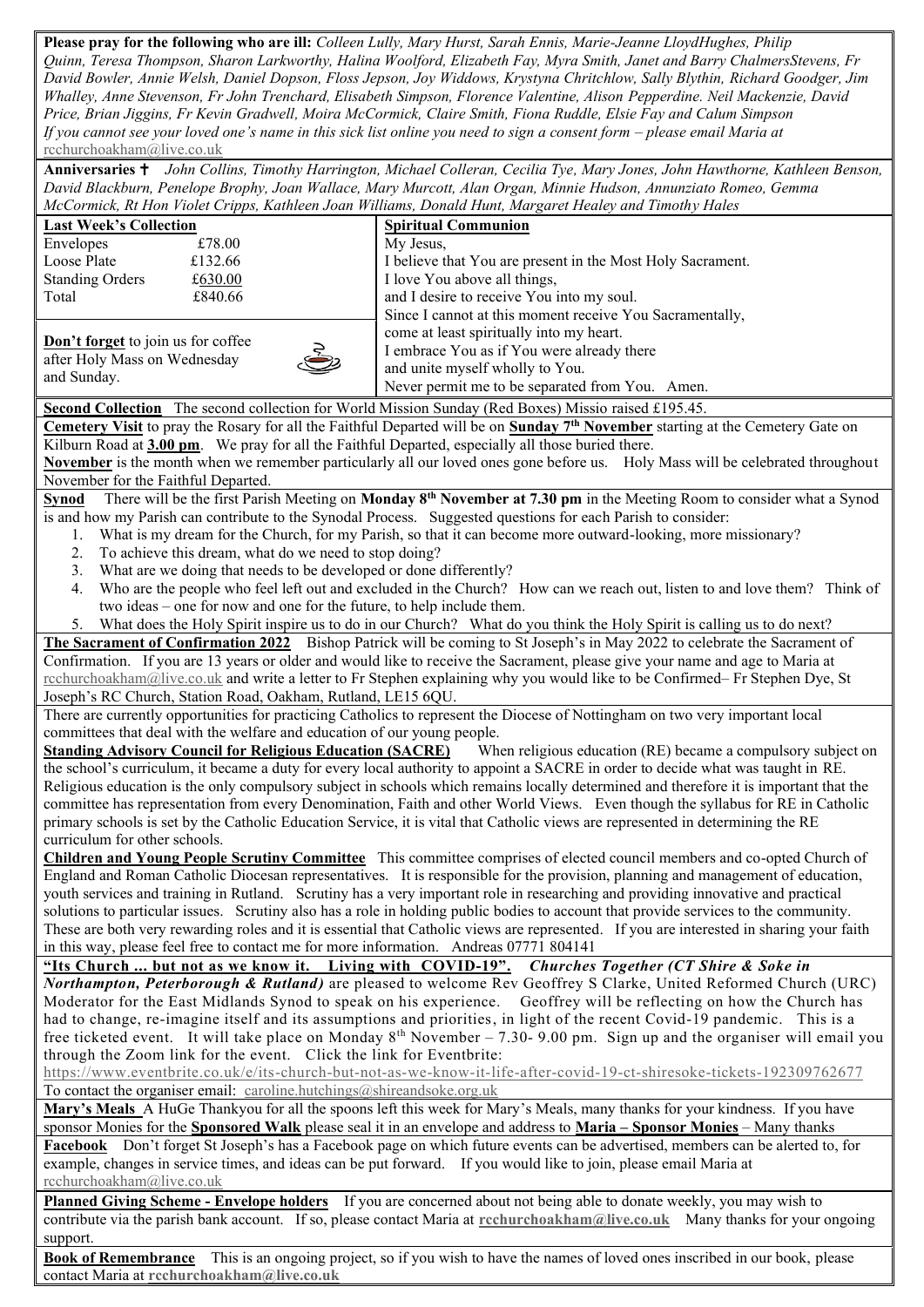**Please pray for the following who are ill:** *Colleen Lully, Mary Hurst, Sarah Ennis, Marie-Jeanne LloydHughes, Philip Quinn, Teresa Thompson, Sharon Larkworthy, Halina Woolford, Elizabeth Fay, Myra Smith, Janet and Barry ChalmersStevens, Fr David Bowler, Annie Welsh, Daniel Dopson, Floss Jepson, Joy Widdows, Krystyna Chritchlow, Sally Blythin, Richard Goodger, Jim Whalley, Anne Stevenson, Fr John Trenchard, Elisabeth Simpson, Florence Valentine, Alison Pepperdine. Neil Mackenzie, David Price, Brian Jiggins, Fr Kevin Gradwell, Moira McCormick, Claire Smith, Fiona Ruddle, Elsie Fay and Calum Simpson*
*If you cannot see your loved one's name in this sick list online you need to sign a consent form – please email Maria at* rcchurchoakham@live.co.uk

**Anniversaries ✝** *John Collins, Timothy Harrington, Michael Colleran, Cecilia Tye, Mary Jones, John Hawthorne, Kathleen Benson, David Blackburn, Penelope Brophy, Joan Wallace, Mary Murcott, Alan Organ, Minnie Hudson, Annunziato Romeo, Gemma McCormick, Rt Hon Violet Cripps, Kathleen Joan Williams, Donald Hunt, Margaret Healey and Timothy Hales*

**Last Week's Collection**

| | |
|---|---|
| Envelopes | £78.00 |
| Loose Plate | £132.66 |
| Standing Orders | £630.00 |
| Total | £840.66 |

**Don't forget** to join us for coffee after Holy Mass on Wednesday and Sunday.

**Spiritual Communion**

My Jesus,
I believe that You are present in the Most Holy Sacrament.
I love You above all things,
and I desire to receive You into my soul.
Since I cannot at this moment receive You Sacramentally,
come at least spiritually into my heart.
I embrace You as if You were already there
and unite myself wholly to You.
Never permit me to be separated from You. Amen.

**Second Collection** The second collection for World Mission Sunday (Red Boxes) Missio raised £195.45.

**Cemetery Visit** to pray the Rosary for all the Faithful Departed will be on **Sunday 7th November** starting at the Cemetery Gate on Kilburn Road at **3.00 pm**. We pray for all the Faithful Departed, especially all those buried there.

**November** is the month when we remember particularly all our loved ones gone before us. Holy Mass will be celebrated throughout November for the Faithful Departed.

**Synod** There will be the first Parish Meeting on **Monday 8th November at 7.30 pm** in the Meeting Room to consider what a Synod is and how my Parish can contribute to the Synodal Process. Suggested questions for each Parish to consider:

1. What is my dream for the Church, for my Parish, so that it can become more outward-looking, more missionary?
2. To achieve this dream, what do we need to stop doing?
3. What are we doing that needs to be developed or done differently?
4. Who are the people who feel left out and excluded in the Church? How can we reach out, listen to and love them? Think of two ideas – one for now and one for the future, to help include them.
5. What does the Holy Spirit inspire us to do in our Church? What do you think the Holy Spirit is calling us to do next?

**The Sacrament of Confirmation 2022** Bishop Patrick will be coming to St Joseph's in May 2022 to celebrate the Sacrament of Confirmation. If you are 13 years or older and would like to receive the Sacrament, please give your name and age to Maria at rcchurchoakham@live.co.uk and write a letter to Fr Stephen explaining why you would like to be Confirmed– Fr Stephen Dye, St Joseph's RC Church, Station Road, Oakham, Rutland, LE15 6QU.

There are currently opportunities for practicing Catholics to represent the Diocese of Nottingham on two very important local committees that deal with the welfare and education of our young people.

**Standing Advisory Council for Religious Education (SACRE)** When religious education (RE) became a compulsory subject on the school's curriculum, it became a duty for every local authority to appoint a SACRE in order to decide what was taught in RE. Religious education is the only compulsory subject in schools which remains locally determined and therefore it is important that the committee has representation from every Denomination, Faith and other World Views. Even though the syllabus for RE in Catholic primary schools is set by the Catholic Education Service, it is vital that Catholic views are represented in determining the RE curriculum for other schools.

**Children and Young People Scrutiny Committee** This committee comprises of elected council members and co-opted Church of England and Roman Catholic Diocesan representatives. It is responsible for the provision, planning and management of education, youth services and training in Rutland. Scrutiny has a very important role in researching and providing innovative and practical solutions to particular issues. Scrutiny also has a role in holding public bodies to account that provide services to the community. These are both very rewarding roles and it is essential that Catholic views are represented. If you are interested in sharing your faith in this way, please feel free to contact me for more information. Andreas 07771 804141

**"Its Church ... but not as we know it. Living with COVID-19".** ***Churches Together (CT Shire & Soke in Northampton, Peterborough & Rutland)*** are pleased to welcome Rev Geoffrey S Clarke, United Reformed Church (URC) Moderator for the East Midlands Synod to speak on his experience. Geoffrey will be reflecting on how the Church has had to change, re-imagine itself and its assumptions and priorities, in light of the recent Covid-19 pandemic. This is a free ticketed event. It will take place on Monday 8th November – 7.30- 9.00 pm. Sign up and the organiser will email you through the Zoom link for the event. Click the link for Eventbrite:
https://www.eventbrite.co.uk/e/its-church-but-not-as-we-know-it-life-after-covid-19-ct-shiresoke-tickets-192309762677
To contact the organiser email: caroline.hutchings@shireandsoke.org.uk

**Mary's Meals** A HuGe Thankyou for all the spoons left this week for Mary's Meals, many thanks for your kindness. If you have sponsor Monies for the **Sponsored Walk** please seal it in an envelope and address to **Maria – Sponsor Monies** – Many thanks

**Facebook** Don't forget St Joseph's has a Facebook page on which future events can be advertised, members can be alerted to, for example, changes in service times, and ideas can be put forward. If you would like to join, please email Maria at rcchurchoakham@live.co.uk

**Planned Giving Scheme - Envelope holders** If you are concerned about not being able to donate weekly, you may wish to contribute via the parish bank account. If so, please contact Maria at **rcchurchoakham@live.co.uk** Many thanks for your ongoing support.

**Book of Remembrance** This is an ongoing project, so if you wish to have the names of loved ones inscribed in our book, please contact Maria at **rcchurchoakham@live.co.uk**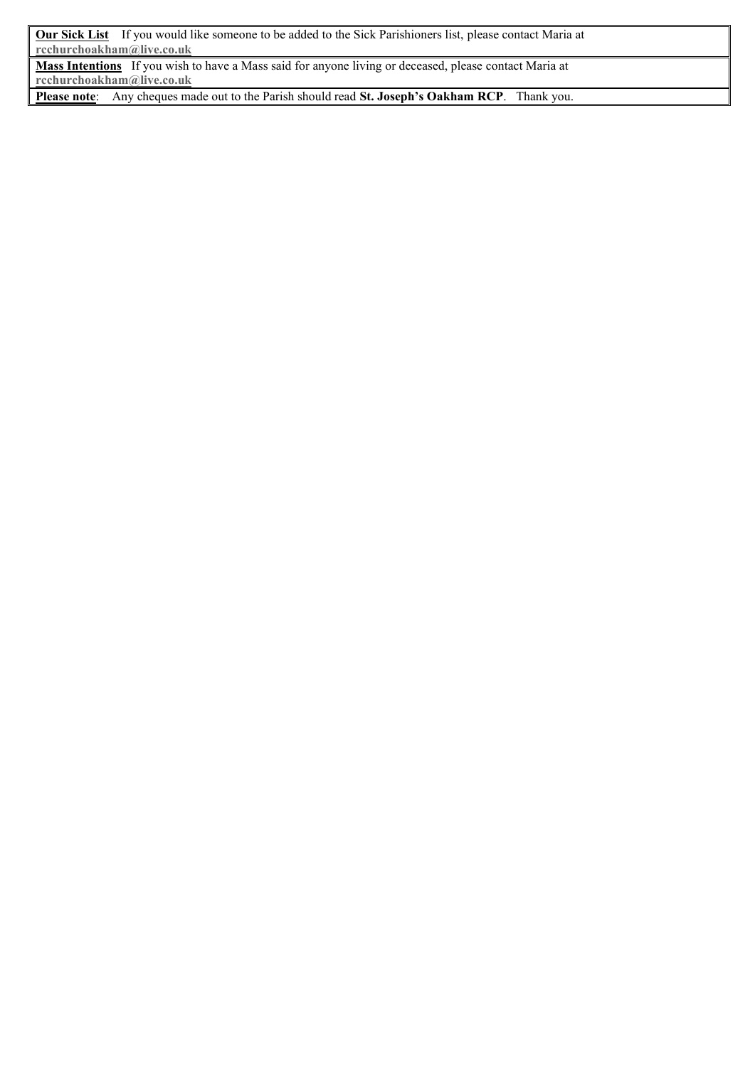**Our Sick List** If you would like someone to be added to the Sick Parishioners list, please contact Maria at **rcchurchoakham@live.co.uk**

**Mass Intentions** If you wish to have a Mass said for anyone living or deceased, please contact Maria at **rcchurchoakham@live.co.uk**

**Please note**: Any cheques made out to the Parish should read **St. Joseph's Oakham RCP**. Thank you.